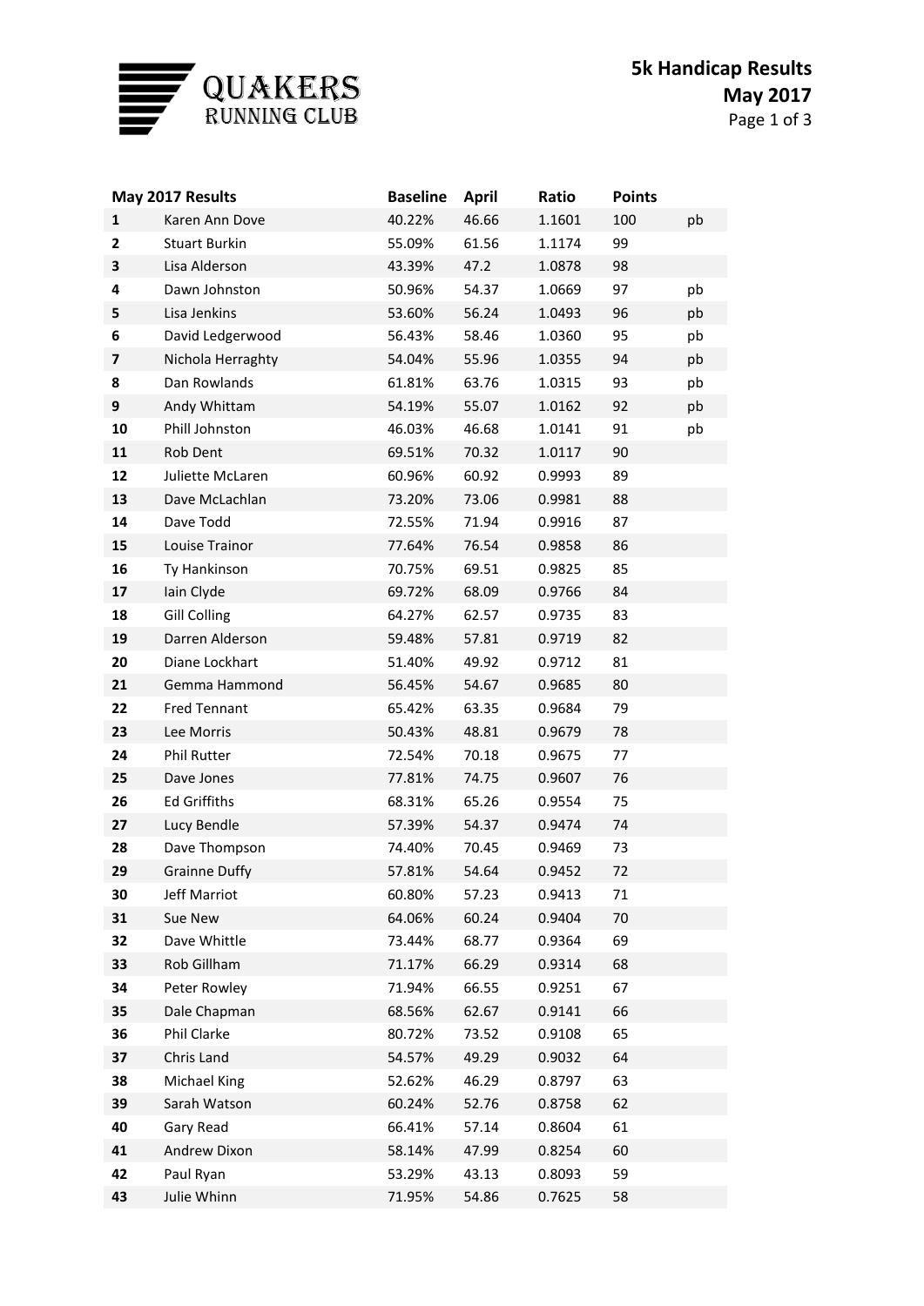# QUAKERS RUNNING CLUB

## 5k Handicap Results May 2017

| May 2017 Results | | Baseline | April | Ratio | Points | |
|---|---|---|---|---|---|---|
| **1** | Karen Ann Dove | 40.22% | 46.66 | 1.1601 | 100 | pb |
| **2** | Stuart Burkin | 55.09% | 61.56 | 1.1174 | 99 | |
| **3** | Lisa Alderson | 43.39% | 47.2 | 1.0878 | 98 | |
| **4** | Dawn Johnston | 50.96% | 54.37 | 1.0669 | 97 | pb |
| **5** | Lisa Jenkins | 53.60% | 56.24 | 1.0493 | 96 | pb |
| **6** | David Ledgerwood | 56.43% | 58.46 | 1.0360 | 95 | pb |
| **7** | Nichola Herraghty | 54.04% | 55.96 | 1.0355 | 94 | pb |
| **8** | Dan Rowlands | 61.81% | 63.76 | 1.0315 | 93 | pb |
| **9** | Andy Whittam | 54.19% | 55.07 | 1.0162 | 92 | pb |
| **10** | Phill Johnston | 46.03% | 46.68 | 1.0141 | 91 | pb |
| **11** | Rob Dent | 69.51% | 70.32 | 1.0117 | 90 | |
| **12** | Juliette McLaren | 60.96% | 60.92 | 0.9993 | 89 | |
| **13** | Dave McLachlan | 73.20% | 73.06 | 0.9981 | 88 | |
| **14** | Dave Todd | 72.55% | 71.94 | 0.9916 | 87 | |
| **15** | Louise Trainor | 77.64% | 76.54 | 0.9858 | 86 | |
| **16** | Ty Hankinson | 70.75% | 69.51 | 0.9825 | 85 | |
| **17** | Iain Clyde | 69.72% | 68.09 | 0.9766 | 84 | |
| **18** | Gill Colling | 64.27% | 62.57 | 0.9735 | 83 | |
| **19** | Darren Alderson | 59.48% | 57.81 | 0.9719 | 82 | |
| **20** | Diane Lockhart | 51.40% | 49.92 | 0.9712 | 81 | |
| **21** | Gemma Hammond | 56.45% | 54.67 | 0.9685 | 80 | |
| **22** | Fred Tennant | 65.42% | 63.35 | 0.9684 | 79 | |
| **23** | Lee Morris | 50.43% | 48.81 | 0.9679 | 78 | |
| **24** | Phil Rutter | 72.54% | 70.18 | 0.9675 | 77 | |
| **25** | Dave Jones | 77.81% | 74.75 | 0.9607 | 76 | |
| **26** | Ed Griffiths | 68.31% | 65.26 | 0.9554 | 75 | |
| **27** | Lucy Bendle | 57.39% | 54.37 | 0.9474 | 74 | |
| **28** | Dave Thompson | 74.40% | 70.45 | 0.9469 | 73 | |
| **29** | Grainne Duffy | 57.81% | 54.64 | 0.9452 | 72 | |
| **30** | Jeff Marriot | 60.80% | 57.23 | 0.9413 | 71 | |
| **31** | Sue New | 64.06% | 60.24 | 0.9404 | 70 | |
| **32** | Dave Whittle | 73.44% | 68.77 | 0.9364 | 69 | |
| **33** | Rob Gillham | 71.17% | 66.29 | 0.9314 | 68 | |
| **34** | Peter Rowley | 71.94% | 66.55 | 0.9251 | 67 | |
| **35** | Dale Chapman | 68.56% | 62.67 | 0.9141 | 66 | |
| **36** | Phil Clarke | 80.72% | 73.52 | 0.9108 | 65 | |
| **37** | Chris Land | 54.57% | 49.29 | 0.9032 | 64 | |
| **38** | Michael King | 52.62% | 46.29 | 0.8797 | 63 | |
| **39** | Sarah Watson | 60.24% | 52.76 | 0.8758 | 62 | |
| **40** | Gary Read | 66.41% | 57.14 | 0.8604 | 61 | |
| **41** | Andrew Dixon | 58.14% | 47.99 | 0.8254 | 60 | |
| **42** | Paul Ryan | 53.29% | 43.13 | 0.8093 | 59 | |
| **43** | Julie Whinn | 71.95% | 54.86 | 0.7625 | 58 | |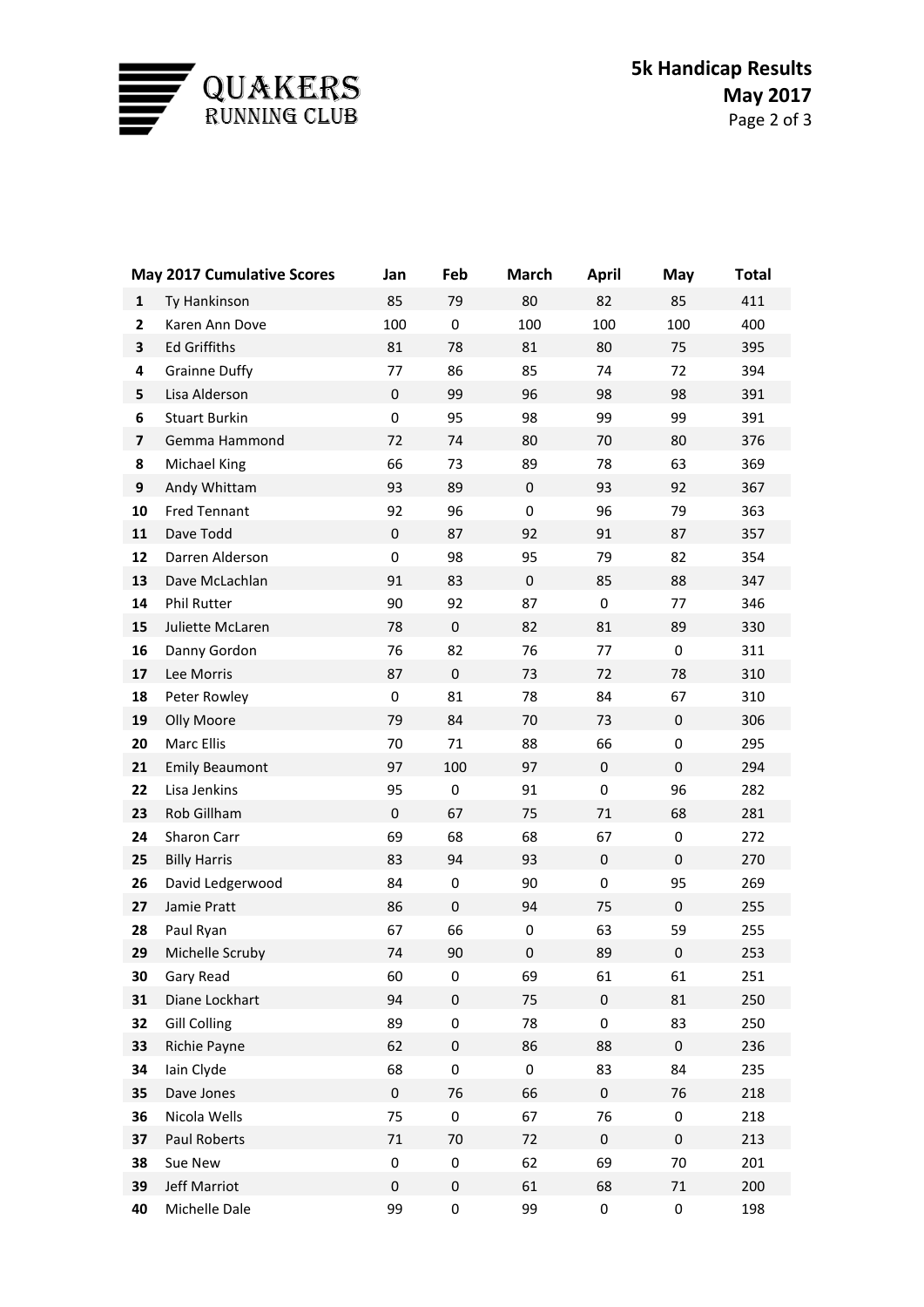# QUAKERS RUNNING CLUB

## 5k Handicap Results
## May 2017

| | May 2017 Cumulative Scores | Jan | Feb | March | April | May | Total |
|---|---|---|---|---|---|---|---|
| **1** | Ty Hankinson | 85 | 79 | 80 | 82 | 85 | 411 |
| **2** | Karen Ann Dove | 100 | 0 | 100 | 100 | 100 | 400 |
| **3** | Ed Griffiths | 81 | 78 | 81 | 80 | 75 | 395 |
| **4** | Grainne Duffy | 77 | 86 | 85 | 74 | 72 | 394 |
| **5** | Lisa Alderson | 0 | 99 | 96 | 98 | 98 | 391 |
| **6** | Stuart Burkin | 0 | 95 | 98 | 99 | 99 | 391 |
| **7** | Gemma Hammond | 72 | 74 | 80 | 70 | 80 | 376 |
| **8** | Michael King | 66 | 73 | 89 | 78 | 63 | 369 |
| **9** | Andy Whittam | 93 | 89 | 0 | 93 | 92 | 367 |
| **10** | Fred Tennant | 92 | 96 | 0 | 96 | 79 | 363 |
| **11** | Dave Todd | 0 | 87 | 92 | 91 | 87 | 357 |
| **12** | Darren Alderson | 0 | 98 | 95 | 79 | 82 | 354 |
| **13** | Dave McLachlan | 91 | 83 | 0 | 85 | 88 | 347 |
| **14** | Phil Rutter | 90 | 92 | 87 | 0 | 77 | 346 |
| **15** | Juliette McLaren | 78 | 0 | 82 | 81 | 89 | 330 |
| **16** | Danny Gordon | 76 | 82 | 76 | 77 | 0 | 311 |
| **17** | Lee Morris | 87 | 0 | 73 | 72 | 78 | 310 |
| **18** | Peter Rowley | 0 | 81 | 78 | 84 | 67 | 310 |
| **19** | Olly Moore | 79 | 84 | 70 | 73 | 0 | 306 |
| **20** | Marc Ellis | 70 | 71 | 88 | 66 | 0 | 295 |
| **21** | Emily Beaumont | 97 | 100 | 97 | 0 | 0 | 294 |
| **22** | Lisa Jenkins | 95 | 0 | 91 | 0 | 96 | 282 |
| **23** | Rob Gillham | 0 | 67 | 75 | 71 | 68 | 281 |
| **24** | Sharon Carr | 69 | 68 | 68 | 67 | 0 | 272 |
| **25** | Billy Harris | 83 | 94 | 93 | 0 | 0 | 270 |
| **26** | David Ledgerwood | 84 | 0 | 90 | 0 | 95 | 269 |
| **27** | Jamie Pratt | 86 | 0 | 94 | 75 | 0 | 255 |
| **28** | Paul Ryan | 67 | 66 | 0 | 63 | 59 | 255 |
| **29** | Michelle Scruby | 74 | 90 | 0 | 89 | 0 | 253 |
| **30** | Gary Read | 60 | 0 | 69 | 61 | 61 | 251 |
| **31** | Diane Lockhart | 94 | 0 | 75 | 0 | 81 | 250 |
| **32** | Gill Colling | 89 | 0 | 78 | 0 | 83 | 250 |
| **33** | Richie Payne | 62 | 0 | 86 | 88 | 0 | 236 |
| **34** | Iain Clyde | 68 | 0 | 0 | 83 | 84 | 235 |
| **35** | Dave Jones | 0 | 76 | 66 | 0 | 76 | 218 |
| **36** | Nicola Wells | 75 | 0 | 67 | 76 | 0 | 218 |
| **37** | Paul Roberts | 71 | 70 | 72 | 0 | 0 | 213 |
| **38** | Sue New | 0 | 0 | 62 | 69 | 70 | 201 |
| **39** | Jeff Marriot | 0 | 0 | 61 | 68 | 71 | 200 |
| **40** | Michelle Dale | 99 | 0 | 99 | 0 | 0 | 198 |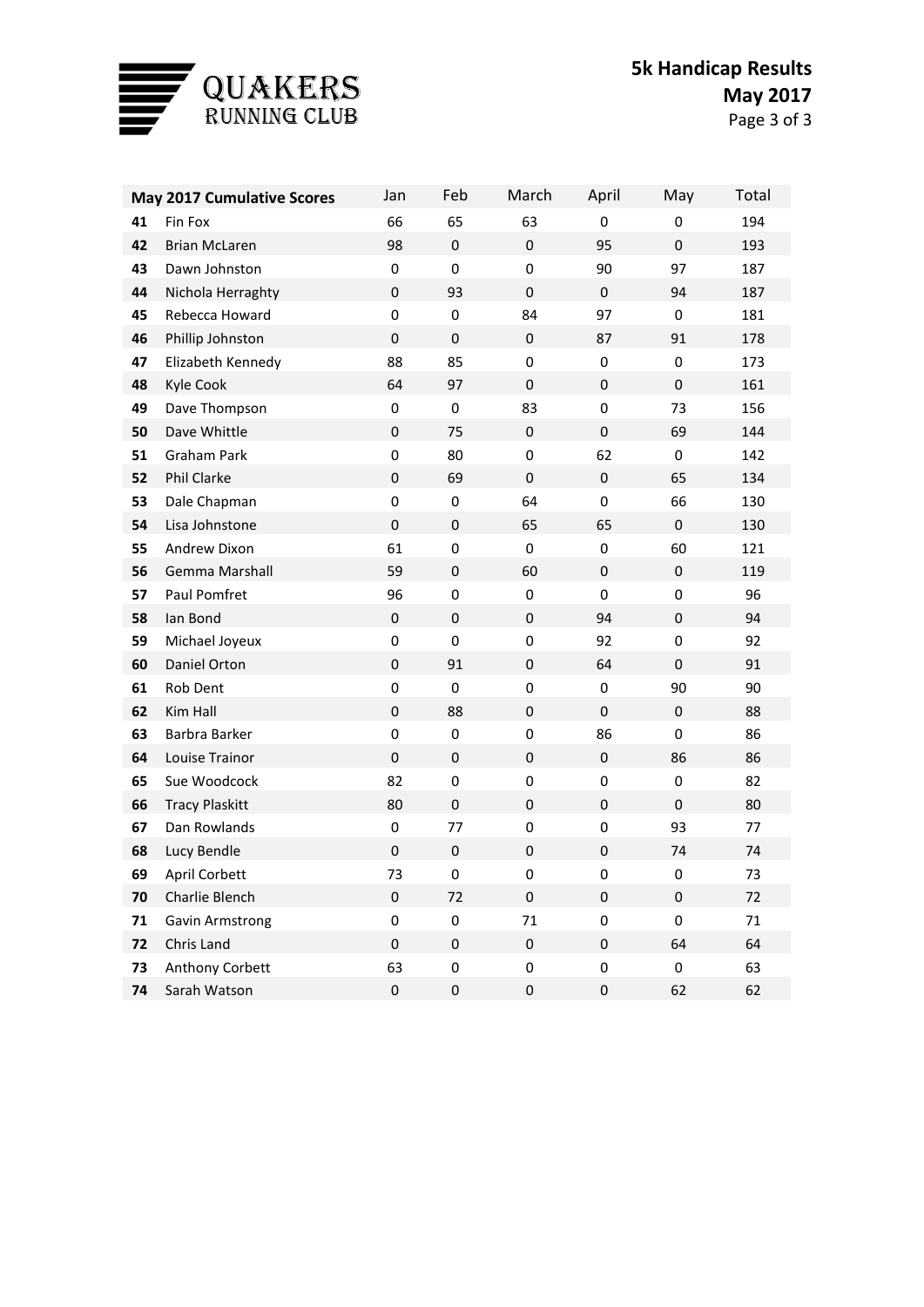QUAKERS RUNNING CLUB

# 5k Handicap Results May 2017

| May 2017 Cumulative Scores | | Jan | Feb | March | April | May | Total |
|---|---|---|---|---|---|---|---|
| **41** | Fin Fox | 66 | 65 | 63 | 0 | 0 | 194 |
| **42** | Brian McLaren | 98 | 0 | 0 | 95 | 0 | 193 |
| **43** | Dawn Johnston | 0 | 0 | 0 | 90 | 97 | 187 |
| **44** | Nichola Herraghty | 0 | 93 | 0 | 0 | 94 | 187 |
| **45** | Rebecca Howard | 0 | 0 | 84 | 97 | 0 | 181 |
| **46** | Phillip Johnston | 0 | 0 | 0 | 87 | 91 | 178 |
| **47** | Elizabeth Kennedy | 88 | 85 | 0 | 0 | 0 | 173 |
| **48** | Kyle Cook | 64 | 97 | 0 | 0 | 0 | 161 |
| **49** | Dave Thompson | 0 | 0 | 83 | 0 | 73 | 156 |
| **50** | Dave Whittle | 0 | 75 | 0 | 0 | 69 | 144 |
| **51** | Graham Park | 0 | 80 | 0 | 62 | 0 | 142 |
| **52** | Phil Clarke | 0 | 69 | 0 | 0 | 65 | 134 |
| **53** | Dale Chapman | 0 | 0 | 64 | 0 | 66 | 130 |
| **54** | Lisa Johnstone | 0 | 0 | 65 | 65 | 0 | 130 |
| **55** | Andrew Dixon | 61 | 0 | 0 | 0 | 60 | 121 |
| **56** | Gemma Marshall | 59 | 0 | 60 | 0 | 0 | 119 |
| **57** | Paul Pomfret | 96 | 0 | 0 | 0 | 0 | 96 |
| **58** | Ian Bond | 0 | 0 | 0 | 94 | 0 | 94 |
| **59** | Michael Joyeux | 0 | 0 | 0 | 92 | 0 | 92 |
| **60** | Daniel Orton | 0 | 91 | 0 | 64 | 0 | 91 |
| **61** | Rob Dent | 0 | 0 | 0 | 0 | 90 | 90 |
| **62** | Kim Hall | 0 | 88 | 0 | 0 | 0 | 88 |
| **63** | Barbra Barker | 0 | 0 | 0 | 86 | 0 | 86 |
| **64** | Louise Trainor | 0 | 0 | 0 | 0 | 86 | 86 |
| **65** | Sue Woodcock | 82 | 0 | 0 | 0 | 0 | 82 |
| **66** | Tracy Plaskitt | 80 | 0 | 0 | 0 | 0 | 80 |
| **67** | Dan Rowlands | 0 | 77 | 0 | 0 | 93 | 77 |
| **68** | Lucy Bendle | 0 | 0 | 0 | 0 | 74 | 74 |
| **69** | April Corbett | 73 | 0 | 0 | 0 | 0 | 73 |
| **70** | Charlie Blench | 0 | 72 | 0 | 0 | 0 | 72 |
| **71** | Gavin Armstrong | 0 | 0 | 71 | 0 | 0 | 71 |
| **72** | Chris Land | 0 | 0 | 0 | 0 | 64 | 64 |
| **73** | Anthony Corbett | 63 | 0 | 0 | 0 | 0 | 63 |
| **74** | Sarah Watson | 0 | 0 | 0 | 0 | 62 | 62 |